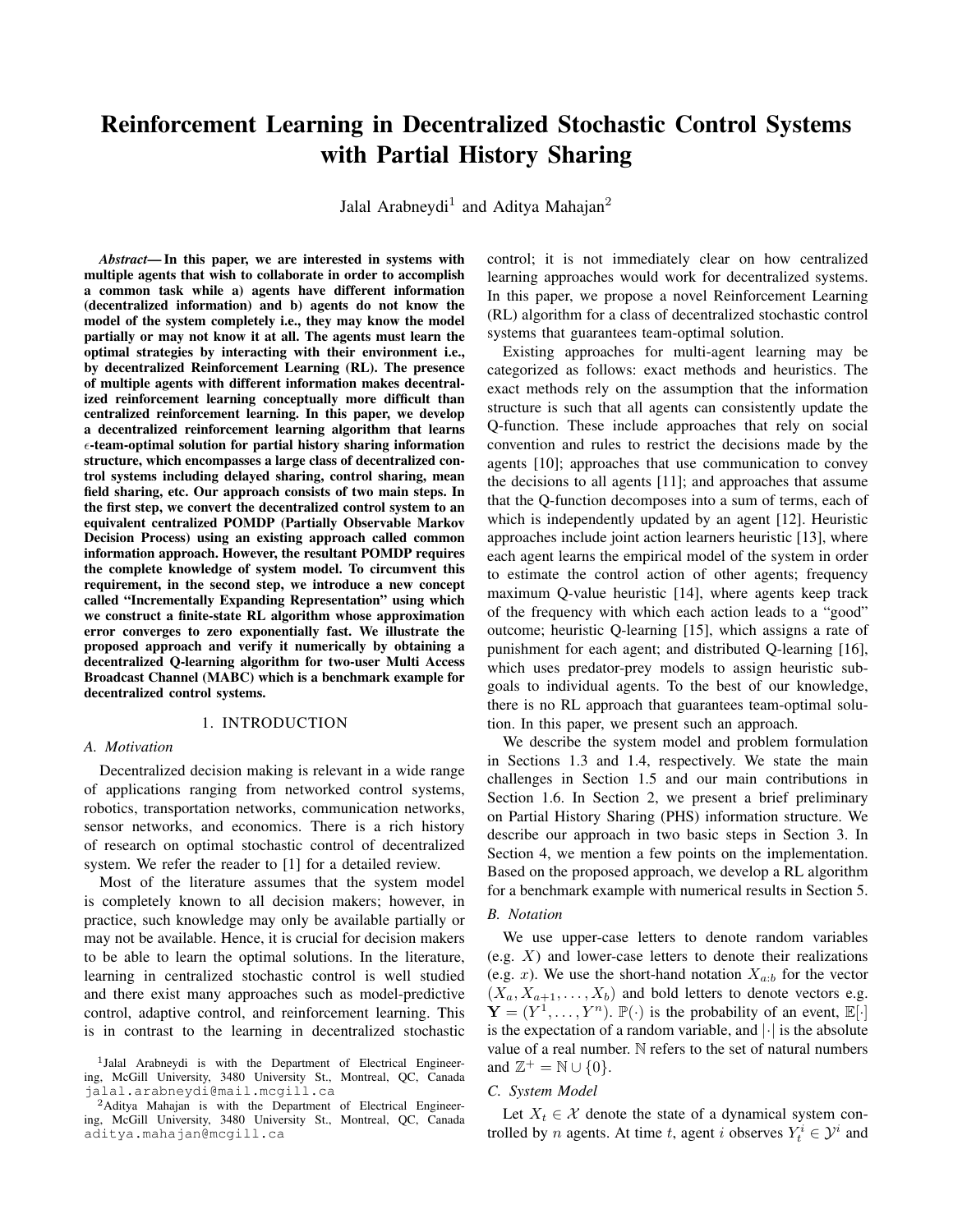# Reinforcement Learning in Decentralized Stochastic Control Systems with Partial History Sharing

Jalal Arabneydi[1] and Aditya Mahajan[2]

***Abstract*— In this paper, we are interested in systems with multiple agents that wish to collaborate in order to accomplish a common task while a) agents have different information (decentralized information) and b) agents do not know the model of the system completely i.e., they may know the model partially or may not know it at all. The agents must learn the optimal strategies by interacting with their environment i.e., by decentralized Reinforcement Learning (RL). The presence of multiple agents with different information makes decentralized reinforcement learning conceptually more difficult than centralized reinforcement learning. In this paper, we develop a decentralized reinforcement learning algorithm that learns $\epsilon$-team-optimal solution for partial history sharing information structure, which encompasses a large class of decentralized control systems including delayed sharing, control sharing, mean field sharing, etc. Our approach consists of two main steps. In the first step, we convert the decentralized control system to an equivalent centralized POMDP (Partially Observable Markov Decision Process) using an existing approach called common information approach. However, the resultant POMDP requires the complete knowledge of system model. To circumvent this requirement, in the second step, we introduce a new concept called "Incrementally Expanding Representation" using which we construct a finite-state RL algorithm whose approximation error converges to zero exponentially fast. We illustrate the proposed approach and verify it numerically by obtaining a decentralized Q-learning algorithm for two-user Multi Access Broadcast Channel (MABC) which is a benchmark example for decentralized control systems.**

## 1. INTRODUCTION

### A. Motivation

Decentralized decision making is relevant in a wide range of applications ranging from networked control systems, robotics, transportation networks, communication networks, sensor networks, and economics. There is a rich history of research on optimal stochastic control of decentralized system. We refer the reader to [1] for a detailed review.

Most of the literature assumes that the system model is completely known to all decision makers; however, in practice, such knowledge may only be available partially or may not be available. Hence, it is crucial for decision makers to be able to learn the optimal solutions. In the literature, learning in centralized stochastic control is well studied and there exist many approaches such as model-predictive control, adaptive control, and reinforcement learning. This is in contrast to the learning in decentralized stochastic control; it is not immediately clear on how centralized learning approaches would work for decentralized systems. In this paper, we propose a novel Reinforcement Learning (RL) algorithm for a class of decentralized stochastic control systems that guarantees team-optimal solution.

Existing approaches for multi-agent learning may be categorized as follows: exact methods and heuristics. The exact methods rely on the assumption that the information structure is such that all agents can consistently update the Q-function. These include approaches that rely on social convention and rules to restrict the decisions made by the agents [10]; approaches that use communication to convey the decisions to all agents [11]; and approaches that assume that the Q-function decomposes into a sum of terms, each of which is independently updated by an agent [12]. Heuristic approaches include joint action learners heuristic [13], where each agent learns the empirical model of the system in order to estimate the control action of other agents; frequency maximum Q-value heuristic [14], where agents keep track of the frequency with which each action leads to a "good" outcome; heuristic Q-learning [15], which assigns a rate of punishment for each agent; and distributed Q-learning [16], which uses predator-prey models to assign heuristic sub-goals to individual agents. To the best of our knowledge, there is no RL approach that guarantees team-optimal solution. In this paper, we present such an approach.

We describe the system model and problem formulation in Sections 1.3 and 1.4, respectively. We state the main challenges in Section 1.5 and our main contributions in Section 1.6. In Section 2, we present a brief preliminary on Partial History Sharing (PHS) information structure. We describe our approach in two basic steps in Section 3. In Section 4, we mention a few points on the implementation. Based on the proposed approach, we develop a RL algorithm for a benchmark example with numerical results in Section 5.

### B. Notation

We use upper-case letters to denote random variables (e.g. $X$) and lower-case letters to denote their realizations (e.g. $x$). We use the short-hand notation $X_{a:b}$ for the vector $(X_a, X_{a+1}, \dots, X_b)$ and bold letters to denote vectors e.g. $\mathbf{Y} = (Y^1, \dots, Y^n)$. $\mathbb{P}(\cdot)$ is the probability of an event, $\mathbb{E}[\cdot]$ is the expectation of a random variable, and $|\cdot|$ is the absolute value of a real number. $\mathbb{N}$ refers to the set of natural numbers and $\mathbb{Z}^+ = \mathbb{N} \cup \{0\}$.

### C. System Model

Let $X_t \in \mathcal{X}$ denote the state of a dynamical system controlled by $n$ agents. At time $t$, agent $i$ observes $Y_t^i \in \mathcal{Y}^i$ and

[1]Jalal Arabneydi is with the Department of Electrical Engineering, McGill University, 3480 University St., Montreal, QC, Canada jalal.arabneydi@mail.mcgill.ca

[2]Aditya Mahajan is with the Department of Electrical Engineering, McGill University, 3480 University St., Montreal, QC, Canada aditya.mahajan@mcgill.ca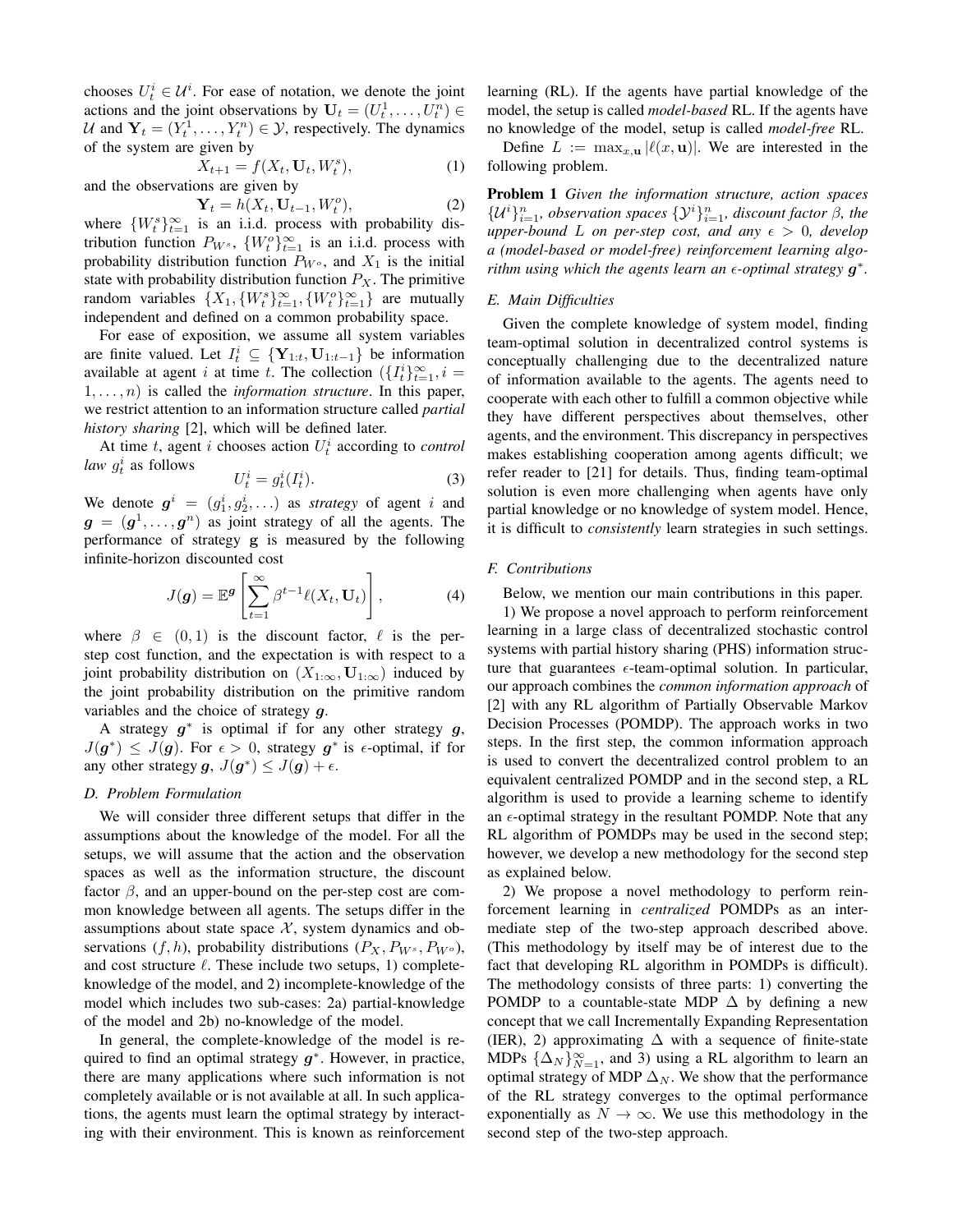chooses $U_t^i \in \mathcal{U}^i$. For ease of notation, we denote the joint actions and the joint observations by $\mathbf{U}_t = (U_t^1, \ldots, U_t^n) \in \mathcal{U}$ and $\mathbf{Y}_t = (Y_t^1, \ldots, Y_t^n) \in \mathcal{Y}$, respectively. The dynamics of the system are given by

$$X_{t+1} = f(X_t, \mathbf{U}_t, W_t^s), \tag{1}$$

and the observations are given by

$$\mathbf{Y}_t = h(X_t, \mathbf{U}_{t-1}, W_t^o), \tag{2}$$

where $\{W_t^s\}_{t=1}^\infty$ is an i.i.d. process with probability distribution function $P_{W^s}$, $\{W_t^o\}_{t=1}^\infty$ is an i.i.d. process with probability distribution function $P_{W^o}$, and $X_1$ is the initial state with probability distribution function $P_X$. The primitive random variables $\{X_1, \{W_t^s\}_{t=1}^\infty, \{W_t^o\}_{t=1}^\infty\}$ are mutually independent and defined on a common probability space.

For ease of exposition, we assume all system variables are finite valued. Let $I_t^i \subseteq \{\mathbf{Y}_{1:t}, \mathbf{U}_{1:t-1}\}$ be information available at agent $i$ at time $t$. The collection $(\{I_t^i\}_{t=1}^\infty, i = 1, \ldots, n)$ is called the *information structure*. In this paper, we restrict attention to an information structure called *partial history sharing* [2], which will be defined later.

At time $t$, agent $i$ chooses action $U_t^i$ according to *control law* $g_t^i$ as follows

$$U_t^i = g_t^i(I_t^i). \tag{3}$$

We denote $\boldsymbol{g}^i = (g_1^i, g_2^i, \ldots)$ as *strategy* of agent $i$ and $\boldsymbol{g} = (\boldsymbol{g}^1, \ldots, \boldsymbol{g}^n)$ as joint strategy of all the agents. The performance of strategy $\mathbf{g}$ is measured by the following infinite-horizon discounted cost

$$J(\boldsymbol{g}) = \mathbb{E}^{\boldsymbol{g}}\left[\sum_{t=1}^\infty \beta^{t-1} \ell(X_t, \mathbf{U}_t)\right], \tag{4}$$

where $\beta \in (0, 1)$ is the discount factor, $\ell$ is the per-step cost function, and the expectation is with respect to a joint probability distribution on $(X_{1:\infty}, \mathbf{U}_{1:\infty})$ induced by the joint probability distribution on the primitive random variables and the choice of strategy $\boldsymbol{g}$.

A strategy $\boldsymbol{g}^*$ is optimal if for any other strategy $\boldsymbol{g}$, $J(\boldsymbol{g}^*) \leq J(\boldsymbol{g})$. For $\epsilon > 0$, strategy $\boldsymbol{g}^*$ is $\epsilon$-optimal, if for any other strategy $\boldsymbol{g}$, $J(\boldsymbol{g}^*) \leq J(\boldsymbol{g}) + \epsilon$.

### D. Problem Formulation

We will consider three different setups that differ in the assumptions about the knowledge of the model. For all the setups, we will assume that the action and the observation spaces as well as the information structure, the discount factor $\beta$, and an upper-bound on the per-step cost are common knowledge between all agents. The setups differ in the assumptions about state space $\mathcal{X}$, system dynamics and observations $(f, h)$, probability distributions $(P_X, P_{W^s}, P_{W^o})$, and cost structure $\ell$. These include two setups, 1) complete-knowledge of the model, and 2) incomplete-knowledge of the model which includes two sub-cases: 2a) partial-knowledge of the model and 2b) no-knowledge of the model.

In general, the complete-knowledge of the model is required to find an optimal strategy $\boldsymbol{g}^*$. However, in practice, there are many applications where such information is not completely available or is not available at all. In such applications, the agents must learn the optimal strategy by interacting with their environment. This is known as reinforcement learning (RL). If the agents have partial knowledge of the model, the setup is called *model-based* RL. If the agents have no knowledge of the model, setup is called *model-free* RL.

Define $L := \max_{x,\mathbf{u}} |\ell(x, \mathbf{u})|$. We are interested in the following problem.

**Problem 1** *Given the information structure, action spaces $\{\mathcal{U}^i\}_{i=1}^n$, observation spaces $\{\mathcal{Y}^i\}_{i=1}^n$, discount factor $\beta$, the upper-bound $L$ on per-step cost, and any $\epsilon > 0$, develop a (model-based or model-free) reinforcement learning algorithm using which the agents learn an $\epsilon$-optimal strategy $\boldsymbol{g}^*$.*

### E. Main Difficulties

Given the complete knowledge of system model, finding team-optimal solution in decentralized control systems is conceptually challenging due to the decentralized nature of information available to the agents. The agents need to cooperate with each other to fulfill a common objective while they have different perspectives about themselves, other agents, and the environment. This discrepancy in perspectives makes establishing cooperation among agents difficult; we refer reader to [21] for details. Thus, finding team-optimal solution is even more challenging when agents have only partial knowledge or no knowledge of system model. Hence, it is difficult to *consistently* learn strategies in such settings.

### F. Contributions

Below, we mention our main contributions in this paper.

1) We propose a novel approach to perform reinforcement learning in a large class of decentralized stochastic control systems with partial history sharing (PHS) information structure that guarantees $\epsilon$-team-optimal solution. In particular, our approach combines the *common information approach* of [2] with any RL algorithm of Partially Observable Markov Decision Processes (POMDP). The approach works in two steps. In the first step, the common information approach is used to convert the decentralized control problem to an equivalent centralized POMDP and in the second step, a RL algorithm is used to provide a learning scheme to identify an $\epsilon$-optimal strategy in the resultant POMDP. Note that any RL algorithm of POMDPs may be used in the second step; however, we develop a new methodology for the second step as explained below.

2) We propose a novel methodology to perform reinforcement learning in *centralized* POMDPs as an intermediate step of the two-step approach described above. (This methodology by itself may be of interest due to the fact that developing RL algorithm in POMDPs is difficult). The methodology consists of three parts: 1) converting the POMDP to a countable-state MDP $\Delta$ by defining a new concept that we call Incrementally Expanding Representation (IER), 2) approximating $\Delta$ with a sequence of finite-state MDPs $\{\Delta_N\}_{N=1}^\infty$, and 3) using a RL algorithm to learn an optimal strategy of MDP $\Delta_N$. We show that the performance of the RL strategy converges to the optimal performance exponentially as $N \to \infty$. We use this methodology in the second step of the two-step approach.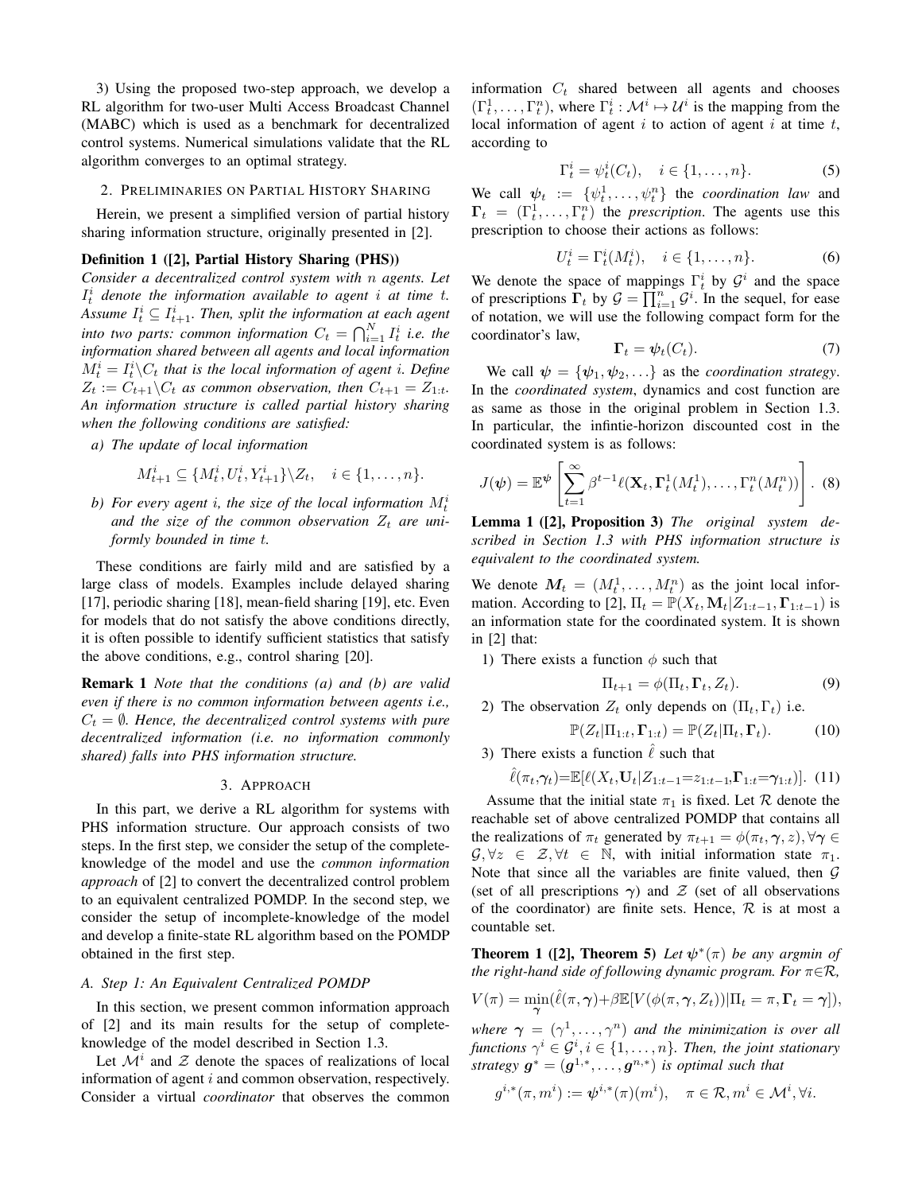3) Using the proposed two-step approach, we develop a RL algorithm for two-user Multi Access Broadcast Channel (MABC) which is used as a benchmark for decentralized control systems. Numerical simulations validate that the RL algorithm converges to an optimal strategy.

## 2. Preliminaries on Partial History Sharing

Herein, we present a simplified version of partial history sharing information structure, originally presented in [2].

**Definition 1 ([2], Partial History Sharing (PHS))** *Consider a decentralized control system with $n$ agents. Let $I_t^i$ denote the information available to agent $i$ at time $t$. Assume $I_t^i \subseteq I_{t+1}^i$. Then, split the information at each agent into two parts: common information $C_t = \bigcap_{i=1}^N I_t^i$ i.e. the information shared between all agents and local information $M_t^i = I_t^i \backslash C_t$ that is the local information of agent $i$. Define $Z_t := C_{t+1} \backslash C_t$ as common observation, then $C_{t+1} = Z_{1:t}$. An information structure is called partial history sharing when the following conditions are satisfied:*

*a) The update of local information*

$$M_{t+1}^i \subseteq \{M_t^i, U_t^i, Y_{t+1}^i\} \backslash Z_t, \quad i \in \{1, \ldots, n\}.$$

*b) For every agent $i$, the size of the local information $M_t^i$ and the size of the common observation $Z_t$ are uniformly bounded in time $t$.*

These conditions are fairly mild and are satisfied by a large class of models. Examples include delayed sharing [17], periodic sharing [18], mean-field sharing [19], etc. Even for models that do not satisfy the above conditions directly, it is often possible to identify sufficient statistics that satisfy the above conditions, e.g., control sharing [20].

**Remark 1** *Note that the conditions (a) and (b) are valid even if there is no common information between agents i.e., $C_t = \emptyset$. Hence, the decentralized control systems with pure decentralized information (i.e. no information commonly shared) falls into PHS information structure.*

## 3. Approach

In this part, we derive a RL algorithm for systems with PHS information structure. Our approach consists of two steps. In the first step, we consider the setup of the complete-knowledge of the model and use the *common information approach* of [2] to convert the decentralized control problem to an equivalent centralized POMDP. In the second step, we consider the setup of incomplete-knowledge of the model and develop a finite-state RL algorithm based on the POMDP obtained in the first step.

### A. Step 1: An Equivalent Centralized POMDP

In this section, we present common information approach of [2] and its main results for the setup of complete-knowledge of the model described in Section 1.3.

Let $\mathcal{M}^i$ and $\mathcal{Z}$ denote the spaces of realizations of local information of agent $i$ and common observation, respectively. Consider a virtual *coordinator* that observes the common information $C_t$ shared between all agents and chooses $(\Gamma_t^1, \ldots, \Gamma_t^n)$, where $\Gamma_t^i : \mathcal{M}^i \mapsto \mathcal{U}^i$ is the mapping from the local information of agent $i$ to action of agent $i$ at time $t$, according to

$$\Gamma_t^i = \psi_t^i(C_t), \quad i \in \{1, \ldots, n\}. \tag{5}$$

We call $\boldsymbol{\psi}_t := \{\psi_t^1, \ldots, \psi_t^n\}$ the *coordination law* and $\boldsymbol{\Gamma}_t = (\Gamma_t^1, \ldots, \Gamma_t^n)$ the *prescription*. The agents use this prescription to choose their actions as follows:

$$U_t^i = \Gamma_t^i(M_t^i), \quad i \in \{1, \ldots, n\}. \tag{6}$$

We denote the space of mappings $\Gamma_t^i$ by $\mathcal{G}^i$ and the space of prescriptions $\boldsymbol{\Gamma}_t$ by $\mathcal{G} = \prod_{i=1}^n \mathcal{G}^i$. In the sequel, for ease of notation, we will use the following compact form for the coordinator's law,

$$\boldsymbol{\Gamma}_t = \boldsymbol{\psi}_t(C_t). \tag{7}$$

We call $\boldsymbol{\psi} = \{\boldsymbol{\psi}_1, \boldsymbol{\psi}_2, \ldots\}$ as the *coordination strategy*. In the *coordinated system*, dynamics and cost function are as same as those in the original problem in Section 1.3. In particular, the infintie-horizon discounted cost in the coordinated system is as follows:

$$J(\boldsymbol{\psi}) = \mathbb{E}^{\boldsymbol{\psi}}\left[\sum_{t=1}^{\infty} \beta^{t-1} \ell(\mathbf{X}_t, \boldsymbol{\Gamma}_t^1(M_t^1), \ldots, \Gamma_t^n(M_t^n))\right]. \tag{8}$$

**Lemma 1 ([2], Proposition 3)** *The original system described in Section 1.3 with PHS information structure is equivalent to the coordinated system.*

We denote $\boldsymbol{M}_t = (M_t^1, \ldots, M_t^n)$ as the joint local information. According to [2], $\Pi_t = \mathbb{P}(X_t, \mathbf{M}_t | Z_{1:t-1}, \boldsymbol{\Gamma}_{1:t-1})$ is an information state for the coordinated system. It is shown in [2] that:

1) There exists a function $\phi$ such that

$$\Pi_{t+1} = \phi(\Pi_t, \boldsymbol{\Gamma}_t, Z_t). \tag{9}$$

2) The observation $Z_t$ only depends on $(\Pi_t, \Gamma_t)$ i.e.

$$\mathbb{P}(Z_t | \Pi_{1:t}, \boldsymbol{\Gamma}_{1:t}) = \mathbb{P}(Z_t | \Pi_t, \boldsymbol{\Gamma}_t). \tag{10}$$

3) There exists a function $\hat{\ell}$ such that

$$\hat{\ell}(\pi_t, \boldsymbol{\gamma}_t) = \mathbb{E}[\ell(X_t, \mathbf{U}_t | Z_{1:t-1} = z_{1:t-1}, \boldsymbol{\Gamma}_{1:t} = \boldsymbol{\gamma}_{1:t})]. \tag{11}$$

Assume that the initial state $\pi_1$ is fixed. Let $\mathcal{R}$ denote the reachable set of above centralized POMDP that contains all the realizations of $\pi_t$ generated by $\pi_{t+1} = \phi(\pi_t, \boldsymbol{\gamma}, z), \forall \boldsymbol{\gamma} \in \mathcal{G}, \forall z \in \mathcal{Z}, \forall t \in \mathbb{N}$, with initial information state $\pi_1$. Note that since all the variables are finite valued, then $\mathcal{G}$ (set of all prescriptions $\boldsymbol{\gamma}$) and $\mathcal{Z}$ (set of all observations of the coordinator) are finite sets. Hence, $\mathcal{R}$ is at most a countable set.

**Theorem 1 ([2], Theorem 5)** *Let $\boldsymbol{\psi}^*(\pi)$ be any argmin of the right-hand side of following dynamic program. For $\pi \in \mathcal{R}$,*

$$V(\pi) = \min_{\boldsymbol{\gamma}} (\hat{\ell}(\pi, \boldsymbol{\gamma}) + \beta \mathbb{E}[V(\phi(\pi, \boldsymbol{\gamma}, Z_t)) | \Pi_t = \pi, \boldsymbol{\Gamma}_t = \boldsymbol{\gamma}]),$$

*where $\boldsymbol{\gamma} = (\gamma^1, \ldots, \gamma^n)$ and the minimization is over all functions $\gamma^i \in \mathcal{G}^i, i \in \{1, \ldots, n\}$. Then, the joint stationary strategy $\boldsymbol{g}^* = (\boldsymbol{g}^{1,*}, \ldots, \boldsymbol{g}^{n,*})$ is optimal such that*

$$g^{i,*}(\pi, m^i) := \boldsymbol{\psi}^{i,*}(\pi)(m^i), \quad \pi \in \mathcal{R}, m^i \in \mathcal{M}^i, \forall i.$$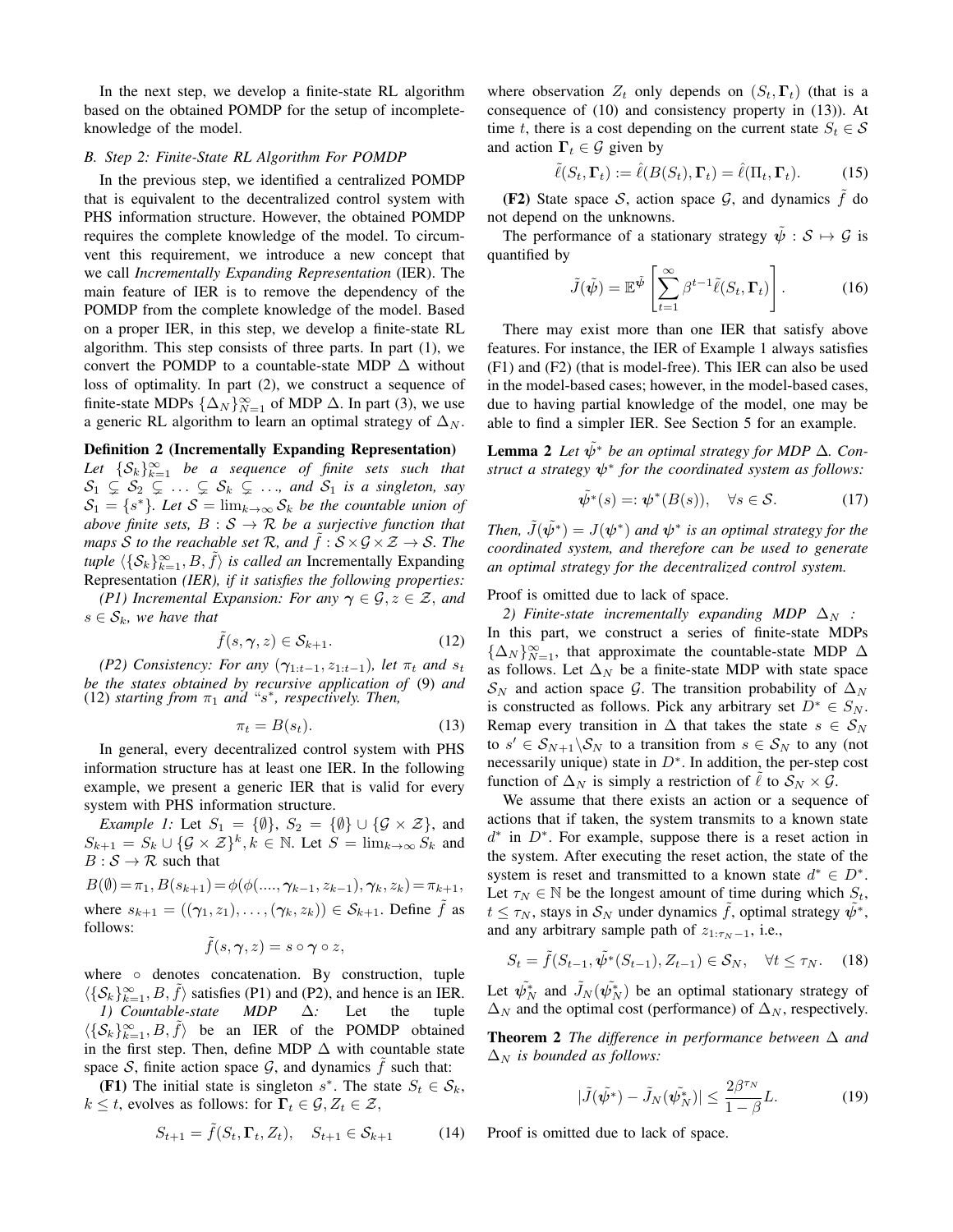In the next step, we develop a finite-state RL algorithm based on the obtained POMDP for the setup of incomplete-knowledge of the model.

### B. Step 2: Finite-State RL Algorithm For POMDP

In the previous step, we identified a centralized POMDP that is equivalent to the decentralized control system with PHS information structure. However, the obtained POMDP requires the complete knowledge of the model. To circumvent this requirement, we introduce a new concept that we call *Incrementally Expanding Representation* (IER). The main feature of IER is to remove the dependency of the POMDP from the complete knowledge of the model. Based on a proper IER, in this step, we develop a finite-state RL algorithm. This step consists of three parts. In part (1), we convert the POMDP to a countable-state MDP $\Delta$ without loss of optimality. In part (2), we construct a sequence of finite-state MDPs $\{\Delta_N\}_{N=1}^{\infty}$ of MDP $\Delta$. In part (3), we use a generic RL algorithm to learn an optimal strategy of $\Delta_N$.

**Definition 2 (Incrementally Expanding Representation)** *Let $\{\mathcal{S}_k\}_{k=1}^{\infty}$ be a sequence of finite sets such that $\mathcal{S}_1 \subsetneq \mathcal{S}_2 \subsetneq \ldots \subsetneq \mathcal{S}_k \subsetneq \ldots$, and $\mathcal{S}_1$ is a singleton, say $\mathcal{S}_1 = \{s^*\}$. Let $\mathcal{S} = \lim_{k\to\infty} \mathcal{S}_k$ be the countable union of above finite sets, $B : \mathcal{S} \to \mathcal{R}$ be a surjective function that maps $\mathcal{S}$ to the reachable set $\mathcal{R}$, and $\tilde{f} : \mathcal{S} \times \mathcal{G} \times \mathcal{Z} \to \mathcal{S}$. The tuple $\langle \{\mathcal{S}_k\}_{k=1}^{\infty}, B, \tilde{f}\rangle$ is called an* Incrementally Expanding Representation *(IER), if it satisfies the following properties:*

*(P1) Incremental Expansion: For any $\boldsymbol{\gamma} \in \mathcal{G}, z \in \mathcal{Z}$, and $s \in \mathcal{S}_k$, we have that*

$$\tilde{f}(s, \boldsymbol{\gamma}, z) \in \mathcal{S}_{k+1}. \tag{12}$$

*(P2) Consistency: For any $(\boldsymbol{\gamma}_{1:t-1}, z_{1:t-1})$, let $\pi_t$ and $s_t$ be the states obtained by recursive application of* (9) *and* (12) *starting from $\pi_1$ and "$s^*$", respectively. Then,*

$$\pi_t = B(s_t). \tag{13}$$

In general, every decentralized control system with PHS information structure has at least one IER. In the following example, we present a generic IER that is valid for every system with PHS information structure.

*Example 1:* Let $S_1 = \{\emptyset\}$, $S_2 = \{\emptyset\} \cup \{\mathcal{G} \times \mathcal{Z}\}$, and $S_{k+1} = S_k \cup \{\mathcal{G} \times \mathcal{Z}\}^k, k \in \mathbb{N}$. Let $S = \lim_{k\to\infty} S_k$ and $B : \mathcal{S} \to \mathcal{R}$ such that

$$B(\emptyset) = \pi_1, B(s_{k+1}) = \phi(\phi(\ldots., \boldsymbol{\gamma}_{k-1}, z_{k-1}), \boldsymbol{\gamma}_k, z_k) = \pi_{k+1},$$

where $s_{k+1} = ((\boldsymbol{\gamma}_1, z_1), \ldots, (\boldsymbol{\gamma}_k, z_k)) \in \mathcal{S}_{k+1}$. Define $\tilde{f}$ as follows:

$$\tilde{f}(s, \boldsymbol{\gamma}, z) = s \circ \boldsymbol{\gamma} \circ z,$$

where $\circ$ denotes concatenation. By construction, tuple $\langle \{\mathcal{S}_k\}_{k=1}^{\infty}, B, \tilde{f}\rangle$ satisfies (P1) and (P2), and hence is an IER.

*1) Countable-state MDP $\Delta$:* Let the tuple $\langle \{\mathcal{S}_k\}_{k=1}^{\infty}, B, \tilde{f}\rangle$ be an IER of the POMDP obtained in the first step. Then, define MDP $\Delta$ with countable state space $\mathcal{S}$, finite action space $\mathcal{G}$, and dynamics $\tilde{f}$ such that:

**(F1)** The initial state is singleton $s^*$. The state $S_t \in \mathcal{S}_k$, $k \le t$, evolves as follows: for $\boldsymbol{\Gamma}_t \in \mathcal{G}, Z_t \in \mathcal{Z}$,

$$S_{t+1} = \tilde{f}(S_t, \boldsymbol{\Gamma}_t, Z_t), \quad S_{t+1} \in \mathcal{S}_{k+1} \tag{14}$$

where observation $Z_t$ only depends on $(S_t, \boldsymbol{\Gamma}_t)$ (that is a consequence of (10) and consistency property in (13)). At time $t$, there is a cost depending on the current state $S_t \in \mathcal{S}$ and action $\boldsymbol{\Gamma}_t \in \mathcal{G}$ given by

$$\tilde{\ell}(S_t, \boldsymbol{\Gamma}_t) := \hat{\ell}(B(S_t), \boldsymbol{\Gamma}_t) = \hat{\ell}(\Pi_t, \boldsymbol{\Gamma}_t). \tag{15}$$

**(F2)** State space $\mathcal{S}$, action space $\mathcal{G}$, and dynamics $\tilde{f}$ do not depend on the unknowns.

The performance of a stationary strategy $\tilde{\boldsymbol{\psi}} : \mathcal{S} \mapsto \mathcal{G}$ is quantified by

$$\tilde{J}(\tilde{\boldsymbol{\psi}}) = \mathbb{E}^{\tilde{\boldsymbol{\psi}}}\left[\sum_{t=1}^{\infty} \beta^{t-1} \tilde{\ell}(S_t, \boldsymbol{\Gamma}_t)\right]. \tag{16}$$

There may exist more than one IER that satisfy above features. For instance, the IER of Example 1 always satisfies (F1) and (F2) (that is model-free). This IER can also be used in the model-based cases; however, in the model-based cases, due to having partial knowledge of the model, one may be able to find a simpler IER. See Section 5 for an example.

**Lemma 2** *Let $\tilde{\boldsymbol{\psi}}^*$ be an optimal strategy for MDP $\Delta$. Construct a strategy $\boldsymbol{\psi}^*$ for the coordinated system as follows:*

$$\tilde{\boldsymbol{\psi}}^*(s) =: \boldsymbol{\psi}^*(B(s)), \quad \forall s \in \mathcal{S}. \tag{17}$$

*Then, $\tilde{J}(\tilde{\boldsymbol{\psi}}^*) = J(\boldsymbol{\psi}^*)$ and $\boldsymbol{\psi}^*$ is an optimal strategy for the coordinated system, and therefore can be used to generate an optimal strategy for the decentralized control system.*

Proof is omitted due to lack of space.

*2) Finite-state incrementally expanding MDP $\Delta_N$ :* In this part, we construct a series of finite-state MDPs $\{\Delta_N\}_{N=1}^{\infty}$, that approximate the countable-state MDP $\Delta$ as follows. Let $\Delta_N$ be a finite-state MDP with state space $\mathcal{S}_N$ and action space $\mathcal{G}$. The transition probability of $\Delta_N$ is constructed as follows. Pick any arbitrary set $D^* \in S_N$. Remap every transition in $\Delta$ that takes the state $s \in \mathcal{S}_N$ to $s' \in \mathcal{S}_{N+1} \backslash \mathcal{S}_N$ to a transition from $s \in \mathcal{S}_N$ to any (not necessarily unique) state in $D^*$. In addition, the per-step cost function of $\Delta_N$ is simply a restriction of $\tilde{\ell}$ to $\mathcal{S}_N \times \mathcal{G}$.

We assume that there exists an action or a sequence of actions that if taken, the system transmits to a known state $d^*$ in $D^*$. For example, suppose there is a reset action in the system. After executing the reset action, the state of the system is reset and transmitted to a known state $d^* \in D^*$. Let $\tau_N \in \mathbb{N}$ be the longest amount of time during which $S_t$, $t \le \tau_N$, stays in $\mathcal{S}_N$ under dynamics $\tilde{f}$, optimal strategy $\tilde{\boldsymbol{\psi}}^*$, and any arbitrary sample path of $z_{1:\tau_N - 1}$, i.e.,

$$S_t = \tilde{f}(S_{t-1}, \tilde{\boldsymbol{\psi}}^*(S_{t-1}), Z_{t-1}) \in \mathcal{S}_N, \quad \forall t \le \tau_N. \tag{18}$$

Let $\tilde{\boldsymbol{\psi}}_N^*$ and $\tilde{J}_N(\tilde{\boldsymbol{\psi}}_N^*)$ be an optimal stationary strategy of $\Delta_N$ and the optimal cost (performance) of $\Delta_N$, respectively.

**Theorem 2** *The difference in performance between $\Delta$ and $\Delta_N$ is bounded as follows:*

$$|\tilde{J}(\tilde{\boldsymbol{\psi}}^*) - \tilde{J}_N(\tilde{\boldsymbol{\psi}}_N^*)| \le \frac{2\beta^{\tau_N}}{1-\beta} L. \tag{19}$$

Proof is omitted due to lack of space.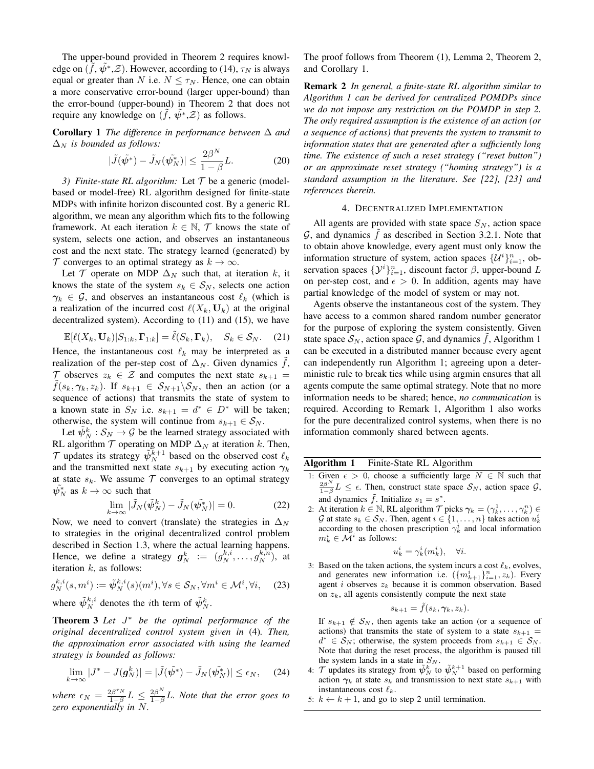The upper-bound provided in Theorem 2 requires knowledge on $(\tilde{f}, \tilde{\psi}^*, \mathcal{Z})$. However, according to (14), $\tau_N$ is always equal or greater than $N$ i.e. $N \leq \tau_N$. Hence, one can obtain a more conservative error-bound (larger upper-bound) than the error-bound (upper-bound) in Theorem 2 that does not require any knowledge on $(\tilde{f}, \tilde{\psi}^*, \mathcal{Z})$ as follows.

**Corollary 1** *The difference in performance between $\Delta$ and $\Delta_N$ is bounded as follows:*

$$|\tilde{J}(\tilde{\boldsymbol{\psi}}^*) - \tilde{J}_N(\tilde{\boldsymbol{\psi}}_N^*)| \leq \frac{2\beta^N}{1-\beta}L. \tag{20}$$

*3) Finite-state RL algorithm:* Let $\mathcal{T}$ be a generic (model-based or model-free) RL algorithm designed for finite-state MDPs with infinite horizon discounted cost. By a generic RL algorithm, we mean any algorithm which fits to the following framework. At each iteration $k \in \mathbb{N}$, $\mathcal{T}$ knows the state of system, selects one action, and observes an instantaneous cost and the next state. The strategy learned (generated) by $\mathcal{T}$ converges to an optimal strategy as $k \to \infty$.

Let $\mathcal{T}$ operate on MDP $\Delta_N$ such that, at iteration $k$, it knows the state of the system $s_k \in \mathcal{S}_N$, selects one action $\boldsymbol{\gamma}_k \in \mathcal{G}$, and observes an instantaneous cost $\ell_k$ (which is a realization of the incurred cost $\ell(X_k, \mathbf{U}_k)$ at the original decentralized system). According to (11) and (15), we have

$$\mathbb{E}[\ell(X_k, \mathbf{U}_k)|S_{1:k}, \mathbf{\Gamma}_{1:k}] = \tilde{\ell}(S_k, \mathbf{\Gamma}_k), \quad S_k \in \mathcal{S}_N. \tag{21}$$

Hence, the instantaneous cost $\ell_k$ may be interpreted as a realization of the per-step cost of $\Delta_N$. Given dynamics $\tilde{f}$, $\mathcal{T}$ observes $z_k \in \mathcal{Z}$ and computes the next state $s_{k+1} = \tilde{f}(s_k, \boldsymbol{\gamma}_k, z_k)$. If $s_{k+1} \in \mathcal{S}_{N+1} \backslash \mathcal{S}_N$, then an action (or a sequence of actions) that transmits the state of system to a known state in $S_N$ i.e. $s_{k+1} = d^* \in D^*$ will be taken; otherwise, the system will continue from $s_{k+1} \in \mathcal{S}_N$.

Let $\tilde{\boldsymbol{\psi}}_N^k : \mathcal{S}_N \to \mathcal{G}$ be the learned strategy associated with RL algorithm $\mathcal{T}$ operating on MDP $\Delta_N$ at iteration $k$. Then, $\mathcal{T}$ updates its strategy $\tilde{\boldsymbol{\psi}}_N^{k+1}$ based on the observed cost $\ell_k$ and the transmitted next state $s_{k+1}$ by executing action $\boldsymbol{\gamma}_k$ at state $s_k$. We assume $\mathcal{T}$ converges to an optimal strategy $\tilde{\boldsymbol{\psi}}_N^*$ as $k \to \infty$ such that

$$\lim_{k \to \infty} |\tilde{J}_N(\tilde{\boldsymbol{\psi}}_N^k) - \tilde{J}_N(\tilde{\boldsymbol{\psi}}_N^*)| = 0. \tag{22}$$

Now, we need to convert (translate) the strategies in $\Delta_N$ to strategies in the original decentralized control problem described in Section 1.3, where the actual learning happens. Hence, we define a strategy $\boldsymbol{g}_N^k := (g_N^{k,i}, \dots, g_N^{k,n})$, at iteration $k$, as follows:

$$g_N^{k,i}(s, m^i) := \tilde{\boldsymbol{\psi}}_N^{k,i}(s)(m^i), \forall s \in \mathcal{S}_N, \forall m^i \in \mathcal{M}^i, \forall i, \tag{23}$$

where $\tilde{\boldsymbol{\psi}}_N^{k,i}$ denotes the $i$th term of $\tilde{\boldsymbol{\psi}}_N^k$.

**Theorem 3** *Let $J^*$ be the optimal performance of the original decentralized control system given in* (4)*. Then, the approximation error associated with using the learned strategy is bounded as follows:*

$$\lim_{k \to \infty} |J^* - J(\boldsymbol{g}_N^k)| = |\tilde{J}(\tilde{\boldsymbol{\psi}}^*) - \tilde{J}_N(\tilde{\boldsymbol{\psi}}_N^*)| \leq \epsilon_N, \tag{24}$$

*where $\epsilon_N = \frac{2\beta^{\tau_N}}{1-\beta}L \leq \frac{2\beta^N}{1-\beta}L$. Note that the error goes to zero exponentially in $N$.*

The proof follows from Theorem (1), Lemma 2, Theorem 2, and Corollary 1.

**Remark 2** *In general, a finite-state RL algorithm similar to Algorithm 1 can be derived for centralized POMDPs since we do not impose any restriction on the POMDP in step 2. The only required assumption is the existence of an action (or a sequence of actions) that prevents the system to transmit to information states that are generated after a sufficiently long time. The existence of such a reset strategy ("reset button") or an approximate reset strategy ("homing strategy") is a standard assumption in the literature. See [22], [23] and references therein.*

## 4. Decentralized Implementation

All agents are provided with state space $S_N$, action space $\mathcal{G}$, and dynamics $\tilde{f}$ as described in Section 3.2.1. Note that to obtain above knowledge, every agent must only know the information structure of system, action spaces $\{\mathcal{U}^i\}_{i=1}^n$, observation spaces $\{\mathcal{Y}^i\}_{i=1}^n$, discount factor $\beta$, upper-bound $L$ on per-step cost, and $\epsilon > 0$. In addition, agents may have partial knowledge of the model of system or may not.

Agents observe the instantaneous cost of the system. They have access to a common shared random number generator for the purpose of exploring the system consistently. Given state space $\mathcal{S}_N$, action space $\mathcal{G}$, and dynamics $\tilde{f}$, Algorithm 1 can be executed in a distributed manner because every agent can independently run Algorithm 1; agreeing upon a deterministic rule to break ties while using argmin ensures that all agents compute the same optimal strategy. Note that no more information needs to be shared; hence, *no communication* is required. According to Remark 1, Algorithm 1 also works for the pure decentralized control systems, when there is no information commonly shared between agents.

**Algorithm 1** Finite-State RL Algorithm

1: Given $\epsilon > 0$, choose a sufficiently large $N \in \mathbb{N}$ such that $\frac{2\beta^N}{1-\beta}L \leq \epsilon$. Then, construct state space $\mathcal{S}_N$, action space $\mathcal{G}$, and dynamics $\tilde{f}$. Initialize $s_1 = s^*$.

2: At iteration $k \in \mathbb{N}$, RL algorithm $\mathcal{T}$ picks $\boldsymbol{\gamma}_k = (\gamma_k^1, \dots, \gamma_k^n) \in \mathcal{G}$ at state $s_k \in \mathcal{S}_N$. Then, agent $i \in \{1, \dots, n\}$ takes action $u_k^i$ according to the chosen prescription $\gamma_k^i$ and local information $m_k^i \in \mathcal{M}^i$ as follows:

$$u_k^i = \gamma_k^i(m_k^i), \quad \forall i.$$

3: Based on the taken actions, the system incurs a cost $\ell_k$, evolves, and generates new information i.e. $(\{m_{k+1}^i\}_{i=1}^n, z_k)$. Every agent $i$ observes $z_k$ because it is common observation. Based on $z_k$, all agents consistently compute the next state

$$s_{k+1} = \tilde{f}(s_k, \boldsymbol{\gamma}_k, z_k).$$

If $s_{k+1} \notin \mathcal{S}_N$, then agents take an action (or a sequence of actions) that transmits the state of system to a state $s_{k+1} = d^* \in \mathcal{S}_N$; otherwise, the system proceeds from $s_{k+1} \in \mathcal{S}_N$. Note that during the reset process, the algorithm is paused till the system lands in a state in $\mathcal{S}_N$.

4: $\mathcal{T}$ updates its strategy from $\tilde{\boldsymbol{\psi}}_N^k$ to $\tilde{\boldsymbol{\psi}}_N^{k+1}$ based on performing action $\boldsymbol{\gamma}_k$ at state $s_k$ and transmission to next state $s_{k+1}$ with instantaneous cost $\ell_k$.

5: $k \leftarrow k + 1$, and go to step 2 until termination.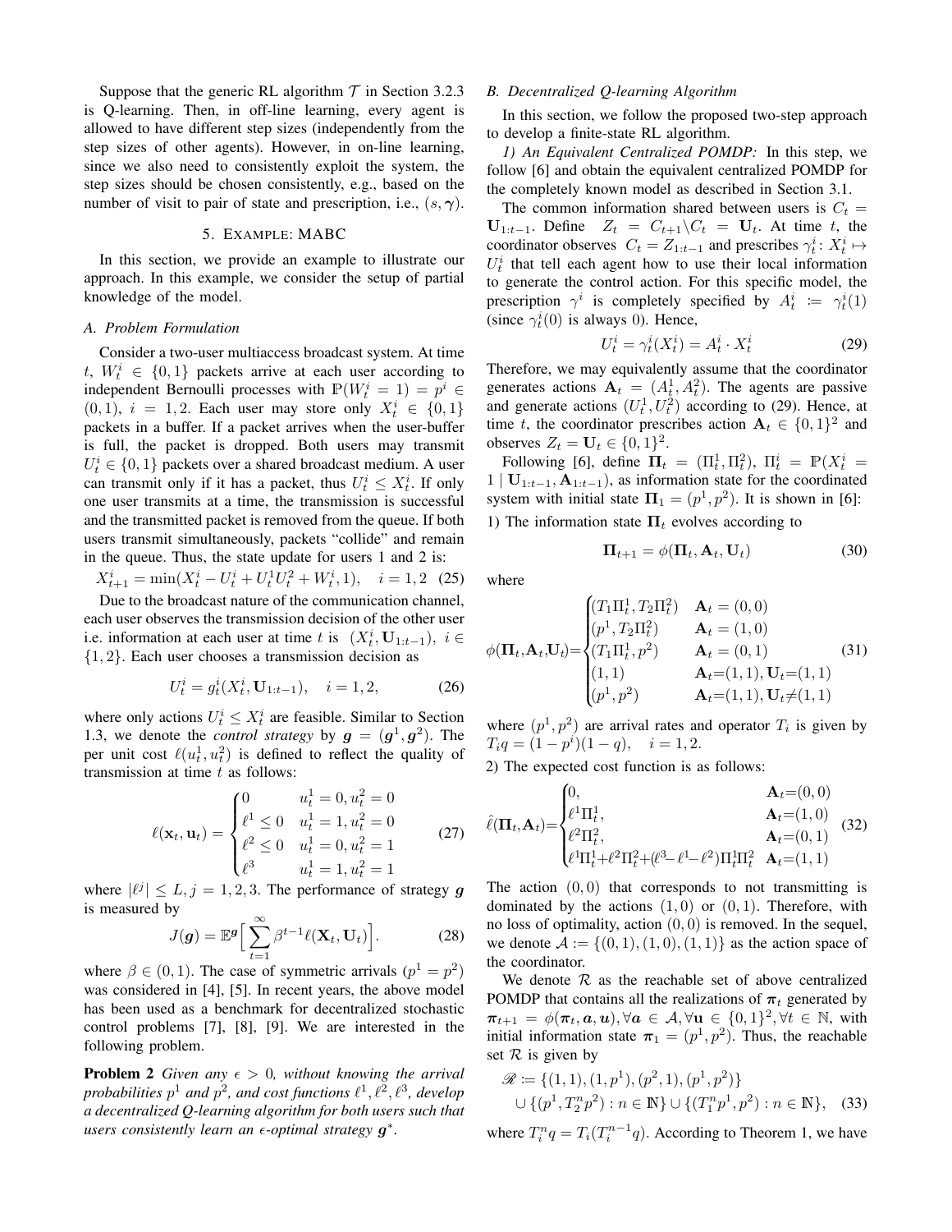Suppose that the generic RL algorithm $\mathcal{T}$ in Section 3.2.3 is Q-learning. Then, in off-line learning, every agent is allowed to have different step sizes (independently from the step sizes of other agents). However, in on-line learning, since we also need to consistently exploit the system, the step sizes should be chosen consistently, e.g., based on the number of visit to pair of state and prescription, i.e., $(s, \boldsymbol{\gamma})$.

## 5. Example: MABC

In this section, we provide an example to illustrate our approach. In this example, we consider the setup of partial knowledge of the model.

### A. Problem Formulation

Consider a two-user multiaccess broadcast system. At time $t$, $W_t^i \in \{0, 1\}$ packets arrive at each user according to independent Bernoulli processes with $\mathbb{P}(W_t^i = 1) = p^i \in (0, 1)$, $i = 1, 2$. Each user may store only $X_t^i \in \{0, 1\}$ packets in a buffer. If a packet arrives when the user-buffer is full, the packet is dropped. Both users may transmit $U_t^i \in \{0, 1\}$ packets over a shared broadcast medium. A user can transmit only if it has a packet, thus $U_t^i \leq X_t^i$. If only one user transmits at a time, the transmission is successful and the transmitted packet is removed from the queue. If both users transmit simultaneously, packets "collide" and remain in the queue. Thus, the state update for users 1 and 2 is:

$$X_{t+1}^i = \min(X_t^i - U_t^i + U_t^1 U_t^2 + W_t^i, 1), \quad i = 1, 2 \quad (25)$$

Due to the broadcast nature of the communication channel, each user observes the transmission decision of the other user i.e. information at each user at time $t$ is $(X_t^i, \mathbf{U}_{1:t-1})$, $i \in \{1, 2\}$. Each user chooses a transmission decision as

$$U_t^i = g_t^i(X_t^i, \mathbf{U}_{1:t-1}), \quad i = 1, 2, \quad (26)$$

where only actions $U_t^i \leq X_t^i$ are feasible. Similar to Section 1.3, we denote the *control strategy* by $\boldsymbol{g} = (\boldsymbol{g}^1, \boldsymbol{g}^2)$. The per unit cost $\ell(u_t^1, u_t^2)$ is defined to reflect the quality of transmission at time $t$ as follows:

$$\ell(\mathbf{x}_t, \mathbf{u}_t) = \begin{cases} 0 & u_t^1 = 0, u_t^2 = 0 \\ \ell^1 \leq 0 & u_t^1 = 1, u_t^2 = 0 \\ \ell^2 \leq 0 & u_t^1 = 0, u_t^2 = 1 \\ \ell^3 & u_t^1 = 1, u_t^2 = 1 \end{cases} \quad (27)$$

where $|\ell^j| \leq L, j = 1, 2, 3$. The performance of strategy $\boldsymbol{g}$ is measured by

$$J(\boldsymbol{g}) = \mathbb{E}^{\boldsymbol{g}}\Big[\sum_{t=1}^{\infty} \beta^{t-1} \ell(\mathbf{X}_t, \mathbf{U}_t)\Big]. \quad (28)$$

where $\beta \in (0, 1)$. The case of symmetric arrivals ($p^1 = p^2$) was considered in [4], [5]. In recent years, the above model has been used as a benchmark for decentralized stochastic control problems [7], [8], [9]. We are interested in the following problem.

**Problem 2** *Given any $\epsilon > 0$, without knowing the arrival probabilities $p^1$ and $p^2$, and cost functions $\ell^1, \ell^2, \ell^3$, develop a decentralized Q-learning algorithm for both users such that users consistently learn an $\epsilon$-optimal strategy $\boldsymbol{g}^*$.*

### B. Decentralized Q-learning Algorithm

In this section, we follow the proposed two-step approach to develop a finite-state RL algorithm.

*1) An Equivalent Centralized POMDP:* In this step, we follow [6] and obtain the equivalent centralized POMDP for the completely known model as described in Section 3.1.

The common information shared between users is $C_t = \mathbf{U}_{1:t-1}$. Define $Z_t = C_{t+1} \backslash C_t = \mathbf{U}_t$. At time $t$, the coordinator observes $C_t = Z_{1:t-1}$ and prescribes $\gamma_t^i \colon X_t^i \mapsto U_t^i$ that tell each agent how to use their local information to generate the control action. For this specific model, the prescription $\gamma^i$ is completely specified by $A_t^i := \gamma_t^i(1)$ (since $\gamma_t^i(0)$ is always 0). Hence,

$$U_t^i = \gamma_t^i(X_t^i) = A_t^i \cdot X_t^i \quad (29)$$

Therefore, we may equivalently assume that the coordinator generates actions $\mathbf{A}_t = (A_t^1, A_t^2)$. The agents are passive and generate actions $(U_t^1, U_t^2)$ according to (29). Hence, at time $t$, the coordinator prescribes action $\mathbf{A}_t \in \{0, 1\}^2$ and observes $Z_t = \mathbf{U}_t \in \{0, 1\}^2$.

Following [6], define $\mathbf{\Pi}_t = (\Pi_t^1, \Pi_t^2)$, $\Pi_t^i = \mathbb{P}(X_t^i = 1 \mid \mathbf{U}_{1:t-1}, \mathbf{A}_{1:t-1})$, as information state for the coordinated system with initial state $\mathbf{\Pi}_1 = (p^1, p^2)$. It is shown in [6]:

1) The information state $\mathbf{\Pi}_t$ evolves according to

$$\mathbf{\Pi}_{t+1} = \phi(\mathbf{\Pi}_t, \mathbf{A}_t, \mathbf{U}_t) \quad (30)$$

where

$$\phi(\mathbf{\Pi}_t, \mathbf{A}_t, \mathbf{U}_t) = \begin{cases} (T_1 \Pi_t^1, T_2 \Pi_t^2) & \mathbf{A}_t = (0, 0) \\ (p^1, T_2 \Pi_t^2) & \mathbf{A}_t = (1, 0) \\ (T_1 \Pi_t^1, p^2) & \mathbf{A}_t = (0, 1) \\ (1, 1) & \mathbf{A}_t = (1, 1), \mathbf{U}_t = (1, 1) \\ (p^1, p^2) & \mathbf{A}_t = (1, 1), \mathbf{U}_t \neq (1, 1) \end{cases} \quad (31)$$

where $(p^1, p^2)$ are arrival rates and operator $T_i$ is given by $T_i q = (1 - p^i)(1 - q), \quad i = 1, 2.$

2) The expected cost function is as follows:

$$\hat{\ell}(\mathbf{\Pi}_t, \mathbf{A}_t) = \begin{cases} 0, & \mathbf{A}_t = (0, 0) \\ \ell^1 \Pi_t^1, & \mathbf{A}_t = (1, 0) \\ \ell^2 \Pi_t^2, & \mathbf{A}_t = (0, 1) \\ \ell^1 \Pi_t^1 + \ell^2 \Pi_t^2 + (\ell^3 - \ell^1 - \ell^2) \Pi_t^1 \Pi_t^2 & \mathbf{A}_t = (1, 1) \end{cases} \quad (32)$$

The action $(0, 0)$ that corresponds to not transmitting is dominated by the actions $(1, 0)$ or $(0, 1)$. Therefore, with no loss of optimality, action $(0, 0)$ is removed. In the sequel, we denote $\mathcal{A} := \{(0, 1), (1, 0), (1, 1)\}$ as the action space of the coordinator.

We denote $\mathcal{R}$ as the reachable set of above centralized POMDP that contains all the realizations of $\boldsymbol{\pi}_t$ generated by $\boldsymbol{\pi}_{t+1} = \phi(\boldsymbol{\pi}_t, \boldsymbol{a}, \boldsymbol{u}), \forall \boldsymbol{a} \in \mathcal{A}, \forall \mathbf{u} \in \{0, 1\}^2, \forall t \in \mathbb{N}$, with initial information state $\boldsymbol{\pi}_1 = (p^1, p^2)$. The reachable set $\mathcal{R}$ is given by

$$\begin{aligned} \mathscr{R} &:= \{(1, 1), (1, p^1), (p^2, 1), (p^1, p^2)\} \\ &\cup \{(p^1, T_2^n p^2) : n \in \mathbb{N}\} \cup \{(T_1^n p^1, p^2) : n \in \mathbb{N}\}, \quad (33) \end{aligned}$$

where $T_i^n q = T_i(T_i^{n-1} q)$. According to Theorem 1, we have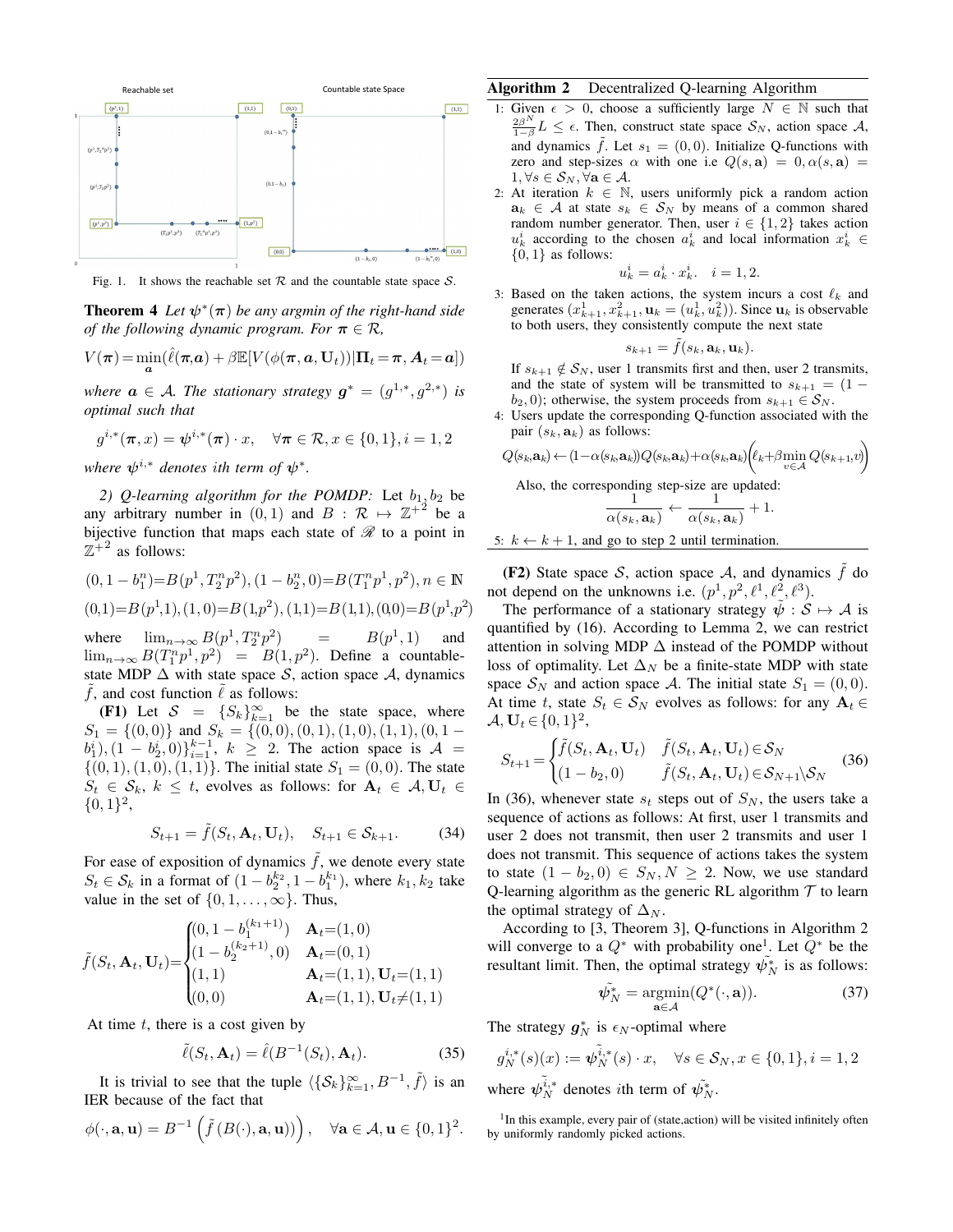Fig. 1. It shows the reachable set $\mathcal{R}$ and the countable state space $\mathcal{S}$.

**Theorem 4** *Let $\psi^*(\boldsymbol{\pi})$ be any argmin of the right-hand side of the following dynamic program. For $\boldsymbol{\pi} \in \mathcal{R}$,*

$$V(\boldsymbol{\pi}) = \min_{\boldsymbol{a}}(\hat{\ell}(\boldsymbol{\pi}, \boldsymbol{a}) + \beta \mathbb{E}[V(\phi(\boldsymbol{\pi}, \boldsymbol{a}, \mathbf{U}_t)) | \mathbf{\Pi}_t = \boldsymbol{\pi}, \boldsymbol{A}_t = \boldsymbol{a}])$$

*where $\boldsymbol{a} \in \mathcal{A}$. The stationary strategy $\boldsymbol{g}^* = (g^{1,*}, g^{2,*})$ is optimal such that*

$$g^{i,*}(\boldsymbol{\pi}, x) = \boldsymbol{\psi}^{i,*}(\boldsymbol{\pi}) \cdot x, \quad \forall \boldsymbol{\pi} \in \mathcal{R}, x \in \{0,1\}, i = 1,2$$

*where $\boldsymbol{\psi}^{i,*}$ denotes ith term of $\boldsymbol{\psi}^*$.*

*2) Q-learning algorithm for the POMDP:* Let $b_1, b_2$ be any arbitrary number in $(0,1)$ and $B : \mathcal{R} \mapsto \mathbb{Z}^{+2}$ be a bijective function that maps each state of $\mathscr{R}$ to a point in $\mathbb{Z}^{+2}$ as follows:

$$(0, 1-b_1^n) = B(p^1, T_2^n p^2), (1-b_2^n, 0) = B(T_1^n p^1, p^2), n \in \mathbb{N}$$
$$(0,1) = B(p^1, 1), (1,0) = B(1, p^2), (1,1) = B(1,1), (0,0) = B(p^1, p^2)$$

where $\lim_{n \to \infty} B(p^1, T_2^n p^2) = B(p^1, 1)$ and $\lim_{n\to\infty} B(T_1^n p^1, p^2) = B(1, p^2)$. Define a countable-state MDP $\Delta$ with state space $\mathcal{S}$, action space $\mathcal{A}$, dynamics $\tilde{f}$, and cost function $\tilde{\ell}$ as follows:

**(F1)** Let $\mathcal{S} = \{\mathcal{S}_k\}_{k=1}^\infty$ be the state space, where $S_1 = \{(0,0)\}$ and $S_k = \{(0,0),(0,1),(1,0),(1,1),(0,1-b_1^i),(1-b_2^i,0)\}_{i=1}^{k-1}$, $k \geq 2$. The action space is $\mathcal{A} = \{(0,1),(1,0),(1,1)\}$. The initial state $S_1 = (0,0)$. The state $S_t \in \mathcal{S}_k$, $k \leq t$, evolves as follows: for $\mathbf{A}_t \in \mathcal{A}, \mathbf{U}_t \in \{0,1\}^2$,

$$S_{t+1} = \tilde{f}(S_t, \mathbf{A}_t, \mathbf{U}_t), \quad S_{t+1} \in \mathcal{S}_{k+1}. \tag{34}$$

For ease of exposition of dynamics $\tilde{f}$, we denote every state $S_t \in \mathcal{S}_k$ in a format of $(1-b_2^{k_2}, 1-b_1^{k_1})$, where $k_1, k_2$ take value in the set of $\{0,1,\ldots,\infty\}$. Thus,

$$\tilde{f}(S_t, \mathbf{A}_t, \mathbf{U}_t) = \begin{cases} (0, 1-b_1^{(k_1+1)}) & \mathbf{A}_t = (1,0) \\ (1-b_2^{(k_2+1)}, 0) & \mathbf{A}_t = (0,1) \\ (1,1) & \mathbf{A}_t = (1,1), \mathbf{U}_t = (1,1) \\ (0,0) & \mathbf{A}_t = (1,1), \mathbf{U}_t \neq (1,1) \end{cases}$$

At time $t$, there is a cost given by

$$\tilde{\ell}(S_t, \mathbf{A}_t) = \hat{\ell}(B^{-1}(S_t), \mathbf{A}_t). \tag{35}$$

It is trivial to see that the tuple $\langle \{\mathcal{S}_k\}_{k=1}^\infty, B^{-1}, \tilde{f} \rangle$ is an IER because of the fact that

$$\phi(\cdot, \mathbf{a}, \mathbf{u}) = B^{-1}\left(\tilde{f}\left(B(\cdot), \mathbf{a}, \mathbf{u}\right)\right), \quad \forall \mathbf{a} \in \mathcal{A}, \mathbf{u} \in \{0,1\}^2.$$

---

**Algorithm 2** Decentralized Q-learning Algorithm

1: Given $\epsilon > 0$, choose a sufficiently large $N \in \mathbb{N}$ such that $\frac{2\beta^N}{1-\beta} L \leq \epsilon$. Then, construct state space $\mathcal{S}_N$, action space $\mathcal{A}$, and dynamics $\tilde{f}$. Let $s_1 = (0,0)$. Initialize Q-functions with zero and step-sizes $\alpha$ with one i.e $Q(s, \mathbf{a}) = 0, \alpha(s, \mathbf{a}) = 1, \forall s \in \mathcal{S}_N, \forall \mathbf{a} \in \mathcal{A}$.

2: At iteration $k \in \mathbb{N}$, users uniformly pick a random action $\mathbf{a}_k \in \mathcal{A}$ at state $s_k \in \mathcal{S}_N$ by means of a common shared random number generator. Then, user $i \in \{1,2\}$ takes action $u_k^i$ according to the chosen $a_k^i$ and local information $x_k^i \in \{0,1\}$ as follows:
$$u_k^i = a_k^i \cdot x_k^i. \quad i = 1,2.$$

3: Based on the taken actions, the system incurs a cost $\ell_k$ and generates $(x_{k+1}^1, x_{k+1}^2, \mathbf{u}_k = (u_k^1, u_k^2))$. Since $\mathbf{u}_k$ is observable to both users, they consistently compute the next state
$$s_{k+1} = \tilde{f}(s_k, \mathbf{a}_k, \mathbf{u}_k).$$
If $s_{k+1} \notin \mathcal{S}_N$, user 1 transmits first and then, user 2 transmits, and the state of system will be transmitted to $s_{k+1} = (1-b_2, 0)$; otherwise, the system proceeds from $s_{k+1} \in \mathcal{S}_N$.

4: Users update the corresponding Q-function associated with the pair $(s_k, \mathbf{a}_k)$ as follows:
$$Q(s_k \mathbf{a}_k) \leftarrow (1-\alpha(s_k, \mathbf{a}_k)) Q(s_k \mathbf{a}_k) + \alpha(s_k, \mathbf{a}_k)\left(\ell_k + \beta \min_{v \in \mathcal{A}} Q(s_{k+1}, v)\right)$$
Also, the corresponding step-size are updated:
$$\frac{1}{\alpha(s_k, \mathbf{a}_k)} \leftarrow \frac{1}{\alpha(s_k, \mathbf{a}_k)} + 1.$$

5: $k \leftarrow k+1$, and go to step 2 until termination.

---

**(F2)** State space $\mathcal{S}$, action space $\mathcal{A}$, and dynamics $\tilde{f}$ do not depend on the unknowns i.e. $(p^1, p^2, \ell^1, \ell^2, \ell^3)$.

The performance of a stationary strategy $\tilde{\boldsymbol{\psi}} : \mathcal{S} \mapsto \mathcal{A}$ is quantified by (16). According to Lemma 2, we can restrict attention in solving MDP $\Delta$ instead of the POMDP without loss of optimality. Let $\Delta_N$ be a finite-state MDP with state space $\mathcal{S}_N$ and action space $\mathcal{A}$. The initial state $S_1 = (0,0)$. At time $t$, state $S_t \in \mathcal{S}_N$ evolves as follows: for any $\mathbf{A}_t \in \mathcal{A}, \mathbf{U}_t \in \{0,1\}^2$,

$$S_{t+1} = \begin{cases} \tilde{f}(S_t, \mathbf{A}_t, \mathbf{U}_t) & \tilde{f}(S_t, \mathbf{A}_t, \mathbf{U}_t) \in \mathcal{S}_N \\ (1-b_2, 0) & \tilde{f}(S_t, \mathbf{A}_t, \mathbf{U}_t) \in \mathcal{S}_{N+1} \backslash \mathcal{S}_N \end{cases} \tag{36}$$

In (36), whenever state $s_t$ steps out of $S_N$, the users take a sequence of actions as follows: At first, user 1 transmits and user 2 does not transmit, then user 2 transmits and user 1 does not transmit. This sequence of actions takes the system to state $(1-b_2, 0) \in S_N, N \geq 2$. Now, we use standard Q-learning algorithm as the generic RL algorithm $\mathcal{T}$ to learn the optimal strategy of $\Delta_N$.

According to [3, Theorem 3], Q-functions in Algorithm 2 will converge to a $Q^*$ with probability one[1]. Let $Q^*$ be the resultant limit. Then, the optimal strategy $\tilde{\boldsymbol{\psi}}_N^*$ is as follows:

$$\tilde{\boldsymbol{\psi}}_N^* = \operatorname*{argmin}_{\mathbf{a} \in \mathcal{A}}(Q^*(\cdot, \mathbf{a})). \tag{37}$$

The strategy $\boldsymbol{g}_N^*$ is $\epsilon_N$-optimal where

$$g_N^{i,*}(s)(x) := \boldsymbol{\psi}_N^{\tilde{i},*}(s) \cdot x, \quad \forall s \in \mathcal{S}_N, x \in \{0,1\}, i = 1,2$$

where $\boldsymbol{\psi}_N^{\tilde{i},*}$ denotes $i$th term of $\tilde{\boldsymbol{\psi}}_N^*$.

[1] In this example, every pair of (state,action) will be visited infinitely often by uniformly randomly picked actions.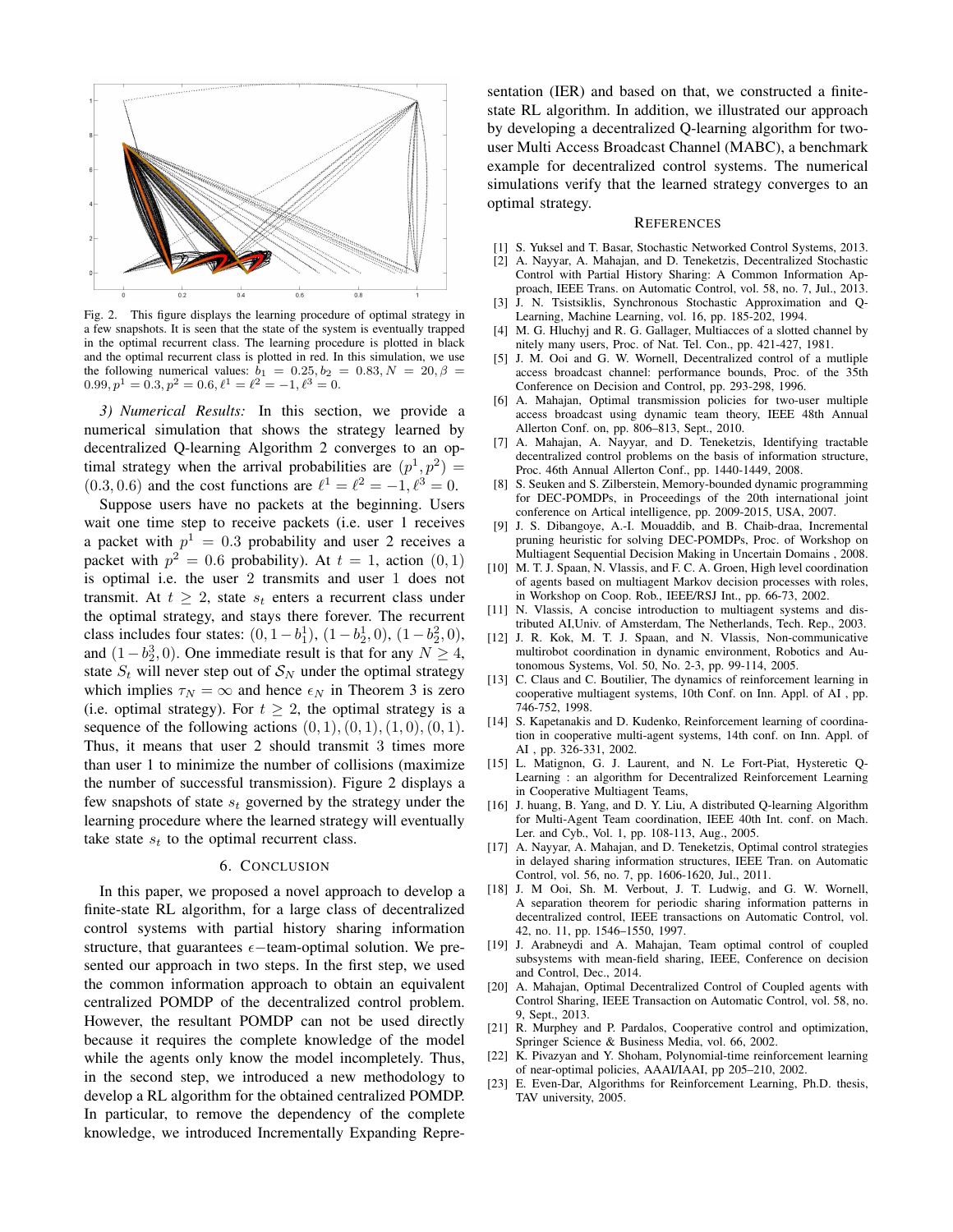1

8

6

4

2

0

0 0.2 0.4 0.6 0.8 1

Fig. 2. This figure displays the learning procedure of optimal strategy in a few snapshots. It is seen that the state of the system is eventually trapped in the optimal recurrent class. The learning procedure is plotted in black and the optimal recurrent class is plotted in red. In this simulation, we use the following numerical values: $b_1 = 0.25, b_2 = 0.83, N = 20, \beta = 0.99, p^1 = 0.3, p^2 = 0.6, \ell^1 = \ell^2 = -1, \ell^3 = 0$.

*3) Numerical Results:* In this section, we provide a numerical simulation that shows the strategy learned by decentralized Q-learning Algorithm 2 converges to an optimal strategy when the arrival probabilities are $(p^1, p^2) = (0.3, 0.6)$ and the cost functions are $\ell^1 = \ell^2 = -1, \ell^3 = 0$.

Suppose users have no packets at the beginning. Users wait one time step to receive packets (i.e. user 1 receives a packet with $p^1 = 0.3$ probability and user 2 receives a packet with $p^2 = 0.6$ probability). At $t = 1$, action $(0, 1)$ is optimal i.e. the user 2 transmits and user 1 does not transmit. At $t \geq 2$, state $s_t$ enters a recurrent class under the optimal strategy, and stays there forever. The recurrent class includes four states: $(0, 1 - b_1^1)$, $(1 - b_2^1, 0)$, $(1 - b_2^2, 0)$, and $(1 - b_2^3, 0)$. One immediate result is that for any $N \geq 4$, state $S_t$ will never step out of $\mathcal{S}_N$ under the optimal strategy which implies $\tau_N = \infty$ and hence $\epsilon_N$ in Theorem 3 is zero (i.e. optimal strategy). For $t \geq 2$, the optimal strategy is a sequence of the following actions $(0, 1), (0, 1), (1, 0), (0, 1)$. Thus, it means that user 2 should transmit 3 times more than user 1 to minimize the number of collisions (maximize the number of successful transmission). Figure 2 displays a few snapshots of state $s_t$ governed by the strategy under the learning procedure where the learned strategy will eventually take state $s_t$ to the optimal recurrent class.

## 6. Conclusion

In this paper, we proposed a novel approach to develop a finite-state RL algorithm, for a large class of decentralized control systems with partial history sharing information structure, that guarantees $\epsilon-$team-optimal solution. We presented our approach in two steps. In the first step, we used the common information approach to obtain an equivalent centralized POMDP of the decentralized control problem. However, the resultant POMDP can not be used directly because it requires the complete knowledge of the model while the agents only know the model incompletely. Thus, in the second step, we introduced a new methodology to develop a RL algorithm for the obtained centralized POMDP. In particular, to remove the dependency of the complete knowledge, we introduced Incrementally Expanding Representation (IER) and based on that, we constructed a finite-state RL algorithm. In addition, we illustrated our approach by developing a decentralized Q-learning algorithm for two-user Multi Access Broadcast Channel (MABC), a benchmark example for decentralized control systems. The numerical simulations verify that the learned strategy converges to an optimal strategy.

## References

[1] S. Yuksel and T. Basar, Stochastic Networked Control Systems, 2013.

[2] A. Nayyar, A. Mahajan, and D. Teneketzis, Decentralized Stochastic Control with Partial History Sharing: A Common Information Approach, IEEE Trans. on Automatic Control, vol. 58, no. 7, Jul., 2013.

[3] J. N. Tsistsiklis, Synchronous Stochastic Approximation and Q-Learning, Machine Learning, vol. 16, pp. 185-202, 1994.

[4] M. G. Hluchyj and R. G. Gallager, Multiacces of a slotted channel by nitely many users, Proc. of Nat. Tel. Con., pp. 421-427, 1981.

[5] J. M. Ooi and G. W. Wornell, Decentralized control of a mutliple access broadcast channel: performance bounds, Proc. of the 35th Conference on Decision and Control, pp. 293-298, 1996.

[6] A. Mahajan, Optimal transmission policies for two-user multiple access broadcast using dynamic team theory, IEEE 48th Annual Allerton Conf. on, pp. 806–813, Sept., 2010.

[7] A. Mahajan, A. Nayyar, and D. Teneketzis, Identifying tractable decentralized control problems on the basis of information structure, Proc. 46th Annual Allerton Conf., pp. 1440-1449, 2008.

[8] S. Seuken and S. Zilberstein, Memory-bounded dynamic programming for DEC-POMDPs, in Proceedings of the 20th international joint conference on Artical intelligence, pp. 2009-2015, USA, 2007.

[9] J. S. Dibangoye, A.-I. Mouaddib, and B. Chaib-draa, Incremental pruning heuristic for solving DEC-POMDPs, Proc. of Workshop on Multiagent Sequential Decision Making in Uncertain Domains , 2008.

[10] M. T. J. Spaan, N. Vlassis, and F. C. A. Groen, High level coordination of agents based on multiagent Markov decision processes with roles, in Workshop on Coop. Rob., IEEE/RSJ Int., pp. 66-73, 2002.

[11] N. Vlassis, A concise introduction to multiagent systems and distributed AI,Univ. of Amsterdam, The Netherlands, Tech. Rep., 2003.

[12] J. R. Kok, M. T. J. Spaan, and N. Vlassis, Non-communicative multirobot coordination in dynamic environment, Robotics and Autonomous Systems, Vol. 50, No. 2-3, pp. 99-114, 2005.

[13] C. Claus and C. Boutilier, The dynamics of reinforcement learning in cooperative multiagent systems, 10th Conf. on Inn. Appl. of AI , pp. 746-752, 1998.

[14] S. Kapetanakis and D. Kudenko, Reinforcement learning of coordination in cooperative multi-agent systems, 14th conf. on Inn. Appl. of AI , pp. 326-331, 2002.

[15] L. Matignon, G. J. Laurent, and N. Le Fort-Piat, Hysteretic Q-Learning : an algorithm for Decentralized Reinforcement Learning in Cooperative Multiagent Teams,

[16] J. huang, B. Yang, and D. Y. Liu, A distributed Q-learning Algorithm for Multi-Agent Team coordination, IEEE 40th Int. conf. on Mach. Ler. and Cyb., Vol. 1, pp. 108-113, Aug., 2005.

[17] A. Nayyar, A. Mahajan, and D. Teneketzis, Optimal control strategies in delayed sharing information structures, IEEE Tran. on Automatic Control, vol. 56, no. 7, pp. 1606-1620, Jul., 2011.

[18] J. M Ooi, Sh. M. Verbout, J. T. Ludwig, and G. W. Wornell, A separation theorem for periodic sharing information patterns in decentralized control, IEEE transactions on Automatic Control, vol. 42, no. 11, pp. 1546–1550, 1997.

[19] J. Arabneydi and A. Mahajan, Team optimal control of coupled subsystems with mean-field sharing, IEEE, Conference on decision and Control, Dec., 2014.

[20] A. Mahajan, Optimal Decentralized Control of Coupled agents with Control Sharing, IEEE Transaction on Automatic Control, vol. 58, no. 9, Sept., 2013.

[21] R. Murphey and P. Pardalos, Cooperative control and optimization, Springer Science & Business Media, vol. 66, 2002.

[22] K. Pivazyan and Y. Shoham, Polynomial-time reinforcement learning of near-optimal policies, AAAI/IAAI, pp 205–210, 2002.

[23] E. Even-Dar, Algorithms for Reinforcement Learning, Ph.D. thesis, TAV university, 2005.